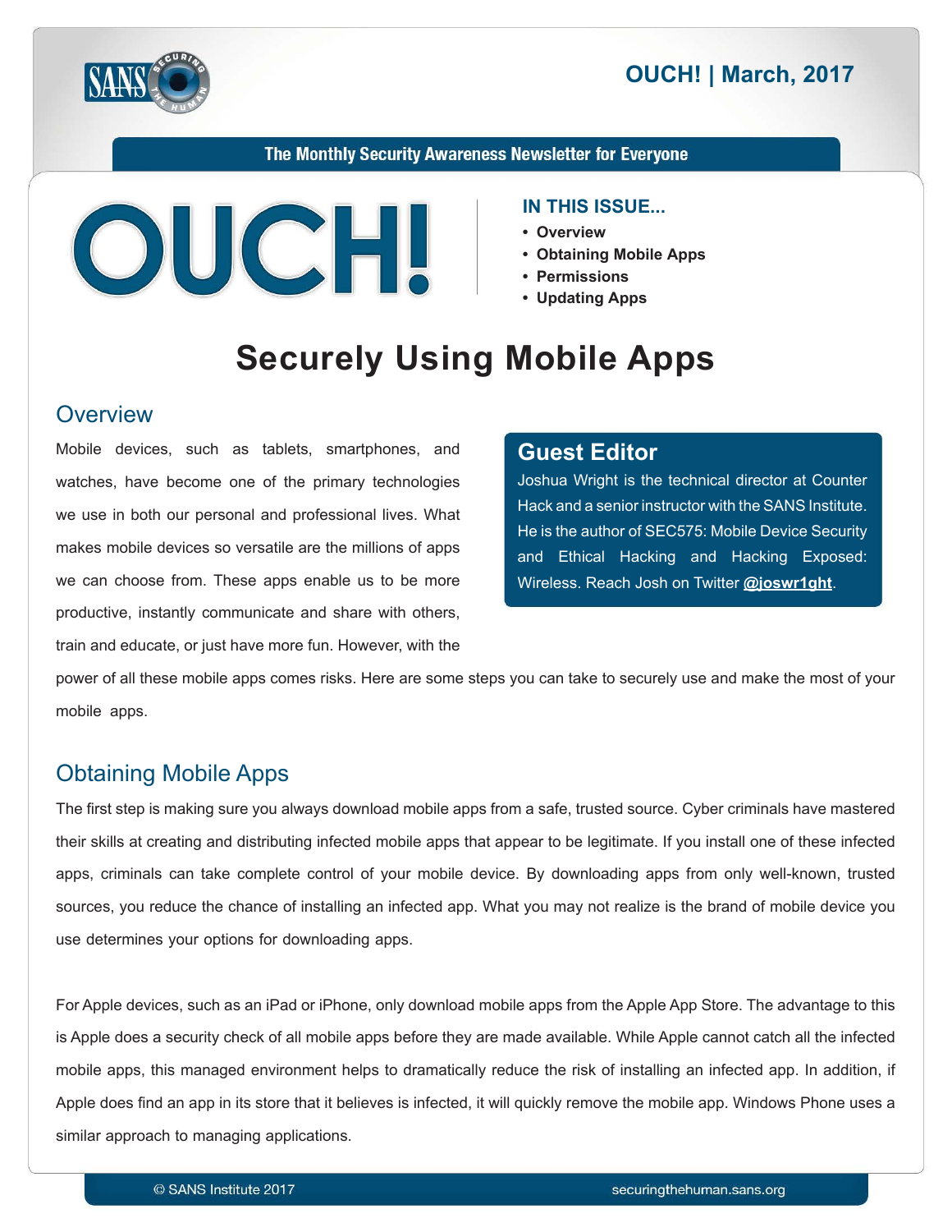# OUCH! | March, 2017

The Monthly Security Awareness Newsletter for Everyone

**IN THIS ISSUE...**

- **Overview**
- **Obtaining Mobile Apps**
- **Permissions**
- **Updating Apps**

# Securely Using Mobile Apps

## Overview

Mobile devices, such as tablets, smartphones, and watches, have become one of the primary technologies we use in both our personal and professional lives. What makes mobile devices so versatile are the millions of apps we can choose from. These apps enable us to be more productive, instantly communicate and share with others, train and educate, or just have more fun. However, with the power of all these mobile apps comes risks. Here are some steps you can take to securely use and make the most of your mobile apps.

> **Guest Editor**
>
> Joshua Wright is the technical director at Counter Hack and a senior instructor with the SANS Institute. He is the author of SEC575: Mobile Device Security and Ethical Hacking and Hacking Exposed: Wireless. Reach Josh on Twitter **@joswr1ght**.

## Obtaining Mobile Apps

The first step is making sure you always download mobile apps from a safe, trusted source. Cyber criminals have mastered their skills at creating and distributing infected mobile apps that appear to be legitimate. If you install one of these infected apps, criminals can take complete control of your mobile device. By downloading apps from only well-known, trusted sources, you reduce the chance of installing an infected app. What you may not realize is the brand of mobile device you use determines your options for downloading apps.

For Apple devices, such as an iPad or iPhone, only download mobile apps from the Apple App Store. The advantage to this is Apple does a security check of all mobile apps before they are made available. While Apple cannot catch all the infected mobile apps, this managed environment helps to dramatically reduce the risk of installing an infected app. In addition, if Apple does find an app in its store that it believes is infected, it will quickly remove the mobile app. Windows Phone uses a similar approach to managing applications.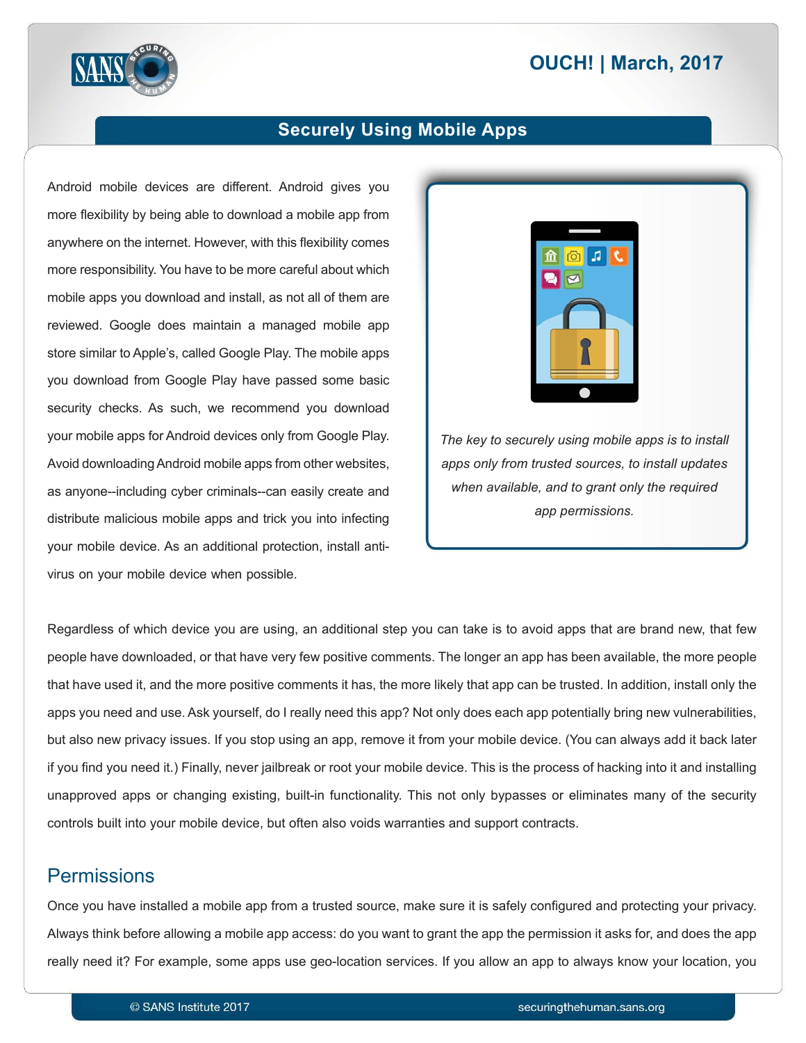Android mobile devices are different. Android gives you more flexibility by being able to download a mobile app from anywhere on the internet. However, with this flexibility comes more responsibility. You have to be more careful about which mobile apps you download and install, as not all of them are reviewed. Google does maintain a managed mobile app store similar to Apple's, called Google Play. The mobile apps you download from Google Play have passed some basic security checks. As such, we recommend you download your mobile apps for Android devices only from Google Play. Avoid downloading Android mobile apps from other websites, as anyone--including cyber criminals--can easily create and distribute malicious mobile apps and trick you into infecting your mobile device. As an additional protection, install anti-virus on your mobile device when possible.

*The key to securely using mobile apps is to install apps only from trusted sources, to install updates when available, and to grant only the required app permissions.*

Regardless of which device you are using, an additional step you can take is to avoid apps that are brand new, that few people have downloaded, or that have very few positive comments. The longer an app has been available, the more people that have used it, and the more positive comments it has, the more likely that app can be trusted. In addition, install only the apps you need and use. Ask yourself, do I really need this app? Not only does each app potentially bring new vulnerabilities, but also new privacy issues. If you stop using an app, remove it from your mobile device. (You can always add it back later if you find you need it.) Finally, never jailbreak or root your mobile device. This is the process of hacking into it and installing unapproved apps or changing existing, built-in functionality. This not only bypasses or eliminates many of the security controls built into your mobile device, but often also voids warranties and support contracts.

## Permissions

Once you have installed a mobile app from a trusted source, make sure it is safely configured and protecting your privacy. Always think before allowing a mobile app access: do you want to grant the app the permission it asks for, and does the app really need it? For example, some apps use geo-location services. If you allow an app to always know your location, you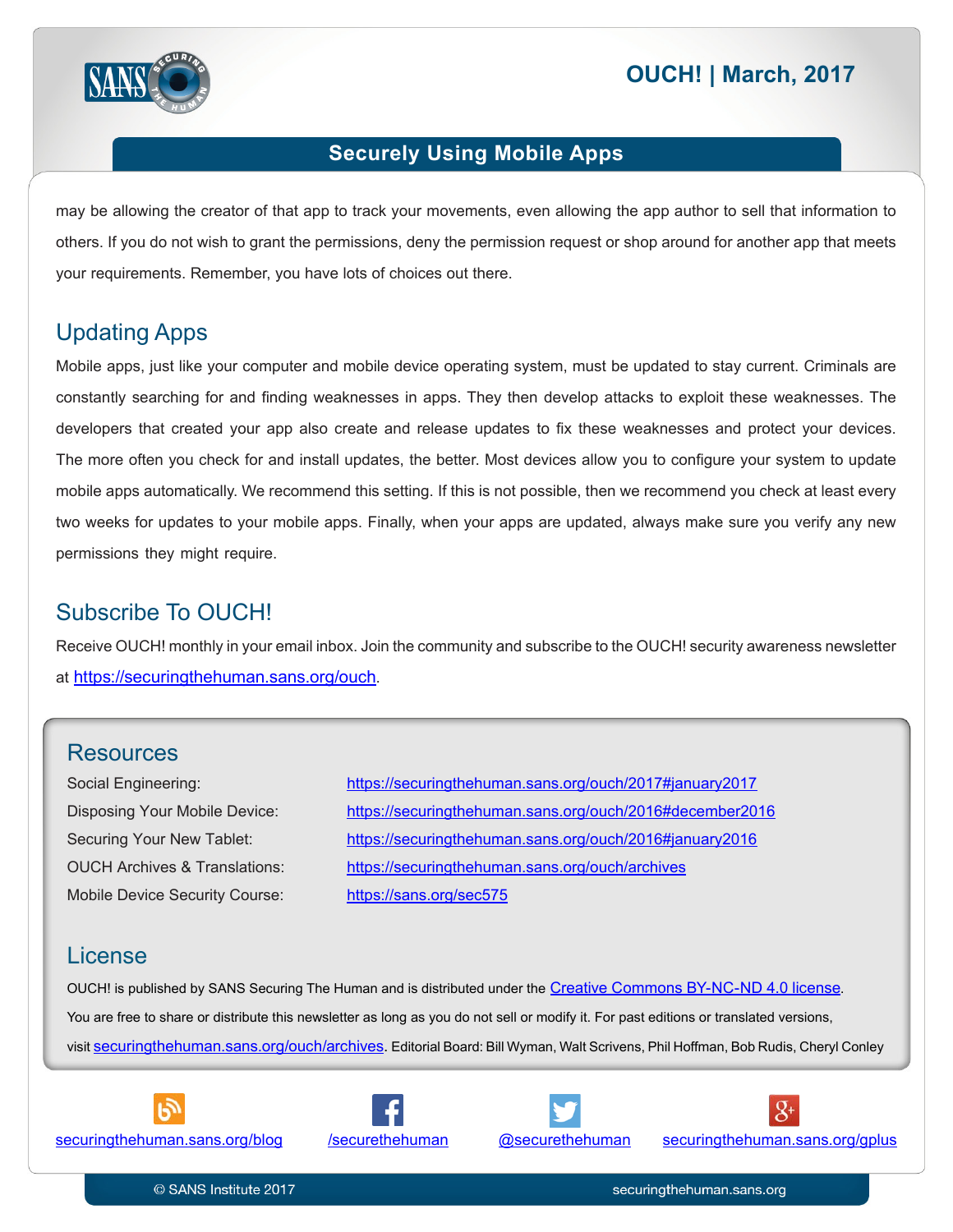may be allowing the creator of that app to track your movements, even allowing the app author to sell that information to others. If you do not wish to grant the permissions, deny the permission request or shop around for another app that meets your requirements. Remember, you have lots of choices out there.

## Updating Apps

Mobile apps, just like your computer and mobile device operating system, must be updated to stay current. Criminals are constantly searching for and finding weaknesses in apps. They then develop attacks to exploit these weaknesses. The developers that created your app also create and release updates to fix these weaknesses and protect your devices. The more often you check for and install updates, the better. Most devices allow you to configure your system to update mobile apps automatically. We recommend this setting. If this is not possible, then we recommend you check at least every two weeks for updates to your mobile apps. Finally, when your apps are updated, always make sure you verify any new permissions they might require.

## Subscribe To OUCH!

Receive OUCH! monthly in your email inbox. Join the community and subscribe to the OUCH! security awareness newsletter at https://securingthehuman.sans.org/ouch.

## Resources

| | |
|---|---|
| Social Engineering: | https://securingthehuman.sans.org/ouch/2017#january2017 |
| Disposing Your Mobile Device: | https://securingthehuman.sans.org/ouch/2016#december2016 |
| Securing Your New Tablet: | https://securingthehuman.sans.org/ouch/2016#january2016 |
| OUCH Archives & Translations: | https://securingthehuman.sans.org/ouch/archives |
| Mobile Device Security Course: | https://sans.org/sec575 |

## License

OUCH! is published by SANS Securing The Human and is distributed under the Creative Commons BY-NC-ND 4.0 license. You are free to share or distribute this newsletter as long as you do not sell or modify it. For past editions or translated versions, visit securingthehuman.sans.org/ouch/archives. Editorial Board: Bill Wyman, Walt Scrivens, Phil Hoffman, Bob Rudis, Cheryl Conley

securingthehuman.sans.org/blog    /securethehuman    @securethehuman    securingthehuman.sans.org/gplus